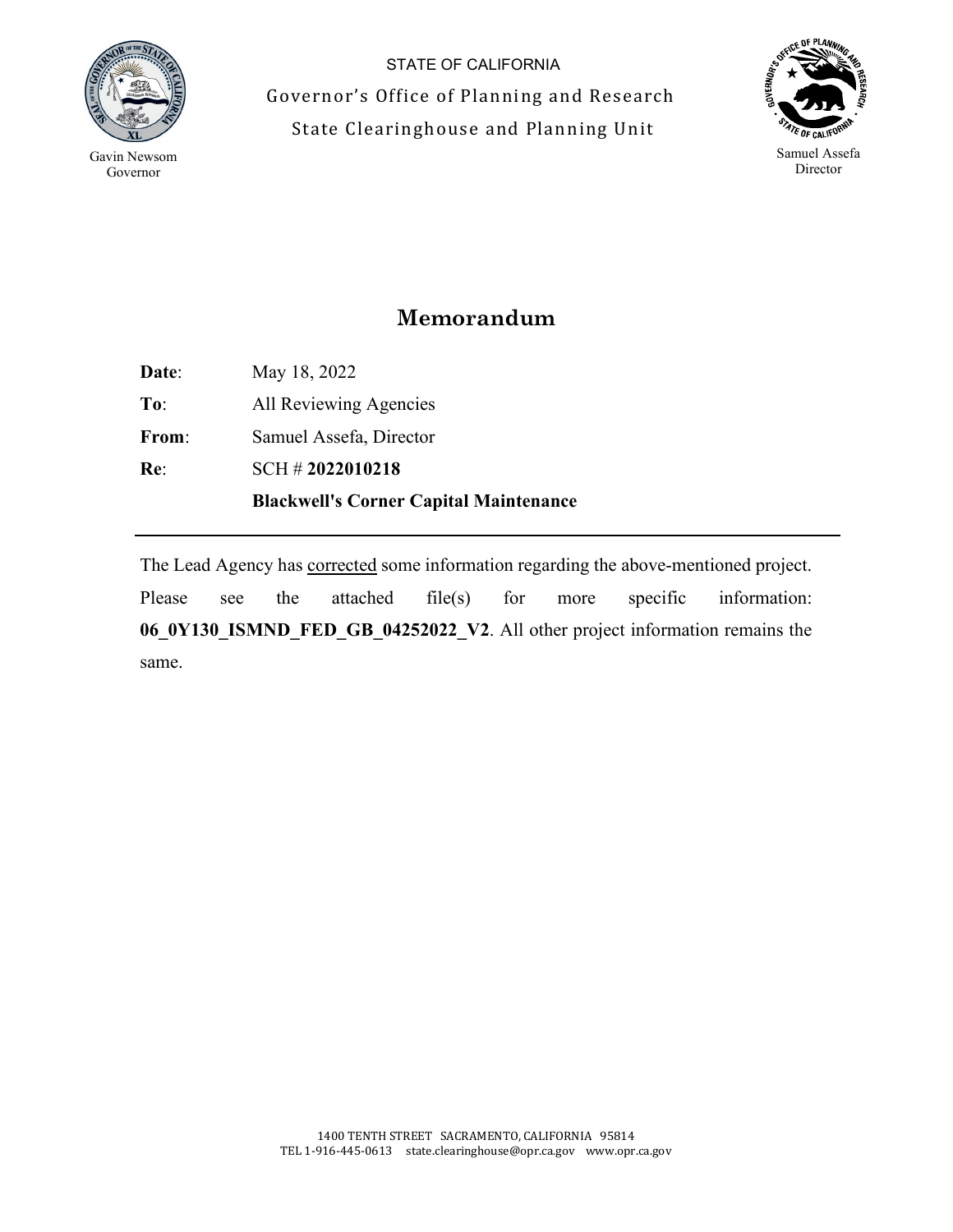Gavin Newsom
Governor

STATE OF CALIFORNIA

Governor's Office of Planning and Research

State Clearinghouse and Planning Unit

Samuel Assefa
Director

# Memorandum

**Date**: May 18, 2022

**To**: All Reviewing Agencies

**From**: Samuel Assefa, Director

**Re**: SCH # **2022010218**

**Blackwell's Corner Capital Maintenance**

---

The Lead Agency has corrected some information regarding the above-mentioned project. Please see the attached file(s) for more specific information: **06_0Y130_ISMND_FED_GB_04252022_V2**. All other project information remains the same.

1400 TENTH STREET SACRAMENTO, CALIFORNIA 95814
TEL 1-916-445-0613 state.clearinghouse@opr.ca.gov www.opr.ca.gov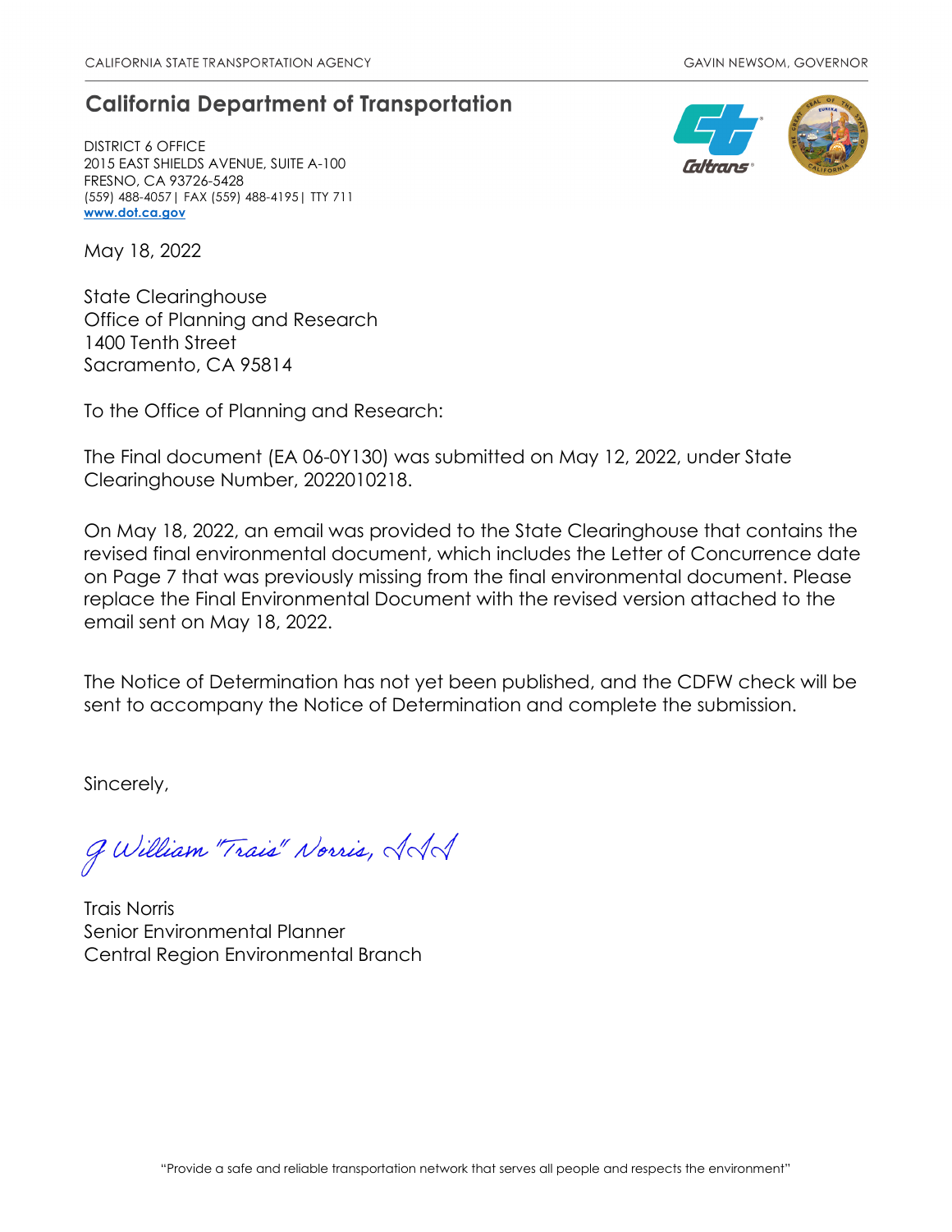CALIFORNIA STATE TRANSPORTATION AGENCY GAVIN NEWSOM, GOVERNOR

## California Department of Transportation

DISTRICT 6 OFFICE
2015 EAST SHIELDS AVENUE, SUITE A-100
FRESNO, CA 93726-5428
(559) 488-4057 | FAX (559) 488-4195 | TTY 711
www.dot.ca.gov

May 18, 2022

State Clearinghouse
Office of Planning and Research
1400 Tenth Street
Sacramento, CA 95814

To the Office of Planning and Research:

The Final document (EA 06-0Y130) was submitted on May 12, 2022, under State Clearinghouse Number, 2022010218.

On May 18, 2022, an email was provided to the State Clearinghouse that contains the revised final environmental document, which includes the Letter of Concurrence date on Page 7 that was previously missing from the final environmental document. Please replace the Final Environmental Document with the revised version attached to the email sent on May 18, 2022.

The Notice of Determination has not yet been published, and the CDFW check will be sent to accompany the Notice of Determination and complete the submission.

Sincerely,

J William "Trais" Norris, III

Trais Norris
Senior Environmental Planner
Central Region Environmental Branch

"Provide a safe and reliable transportation network that serves all people and respects the environment"